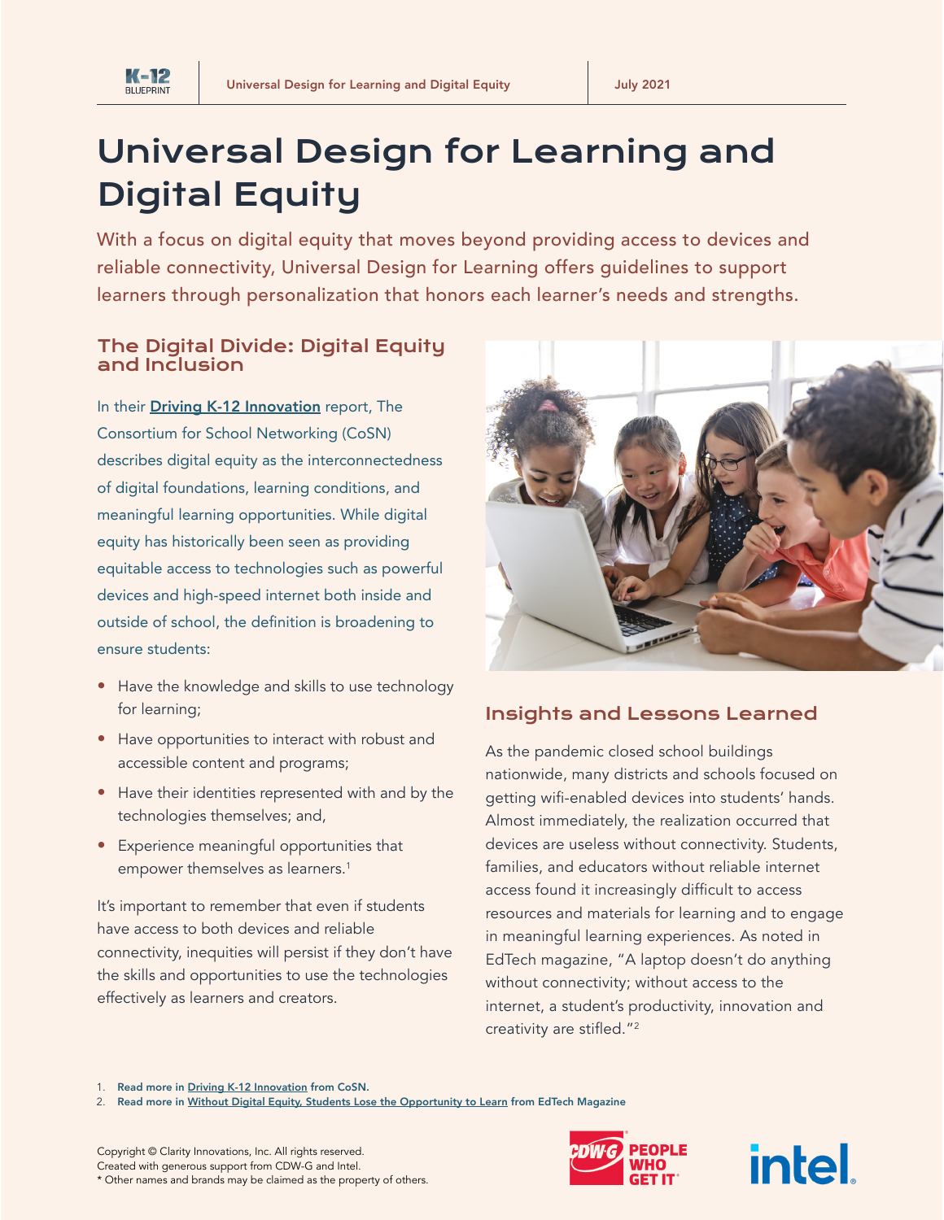# Universal Design for Learning and Digital Equity

With a focus on digital equity that moves beyond providing access to devices and reliable connectivity, Universal Design for Learning offers guidelines to support learners through personalization that honors each learner's needs and strengths.

## The Digital Divide: Digital Equity and Inclusion

In their **Driving K-12 Innovation** report, The Consortium for School Networking (CoSN) describes digital equity as the interconnectedness of digital foundations, learning conditions, and meaningful learning opportunities. While digital equity has historically been seen as providing equitable access to technologies such as powerful devices and high-speed internet both inside and outside of school, the definition is broadening to ensure students:

- Have the knowledge and skills to use technology for learning;
- Have opportunities to interact with robust and accessible content and programs;
- Have their identities represented with and by the technologies themselves; and,
- Experience meaningful opportunities that empower themselves as learners.[1]

It's important to remember that even if students have access to both devices and reliable connectivity, inequities will persist if they don't have the skills and opportunities to use the technologies effectively as learners and creators.

## Insights and Lessons Learned

As the pandemic closed school buildings nationwide, many districts and schools focused on getting wifi-enabled devices into students' hands. Almost immediately, the realization occurred that devices are useless without connectivity. Students, families, and educators without reliable internet access found it increasingly difficult to access resources and materials for learning and to engage in meaningful learning experiences. As noted in EdTech magazine, "A laptop doesn't do anything without connectivity; without access to the internet, a student's productivity, innovation and creativity are stifled."[2]

1. **Read more in Driving K-12 Innovation from CoSN.**
2. **Read more in Without Digital Equity, Students Lose the Opportunity to Learn from EdTech Magazine**

Copyright © Clarity Innovations, Inc. All rights reserved.
Created with generous support from CDW-G and Intel.
* Other names and brands may be claimed as the property of others.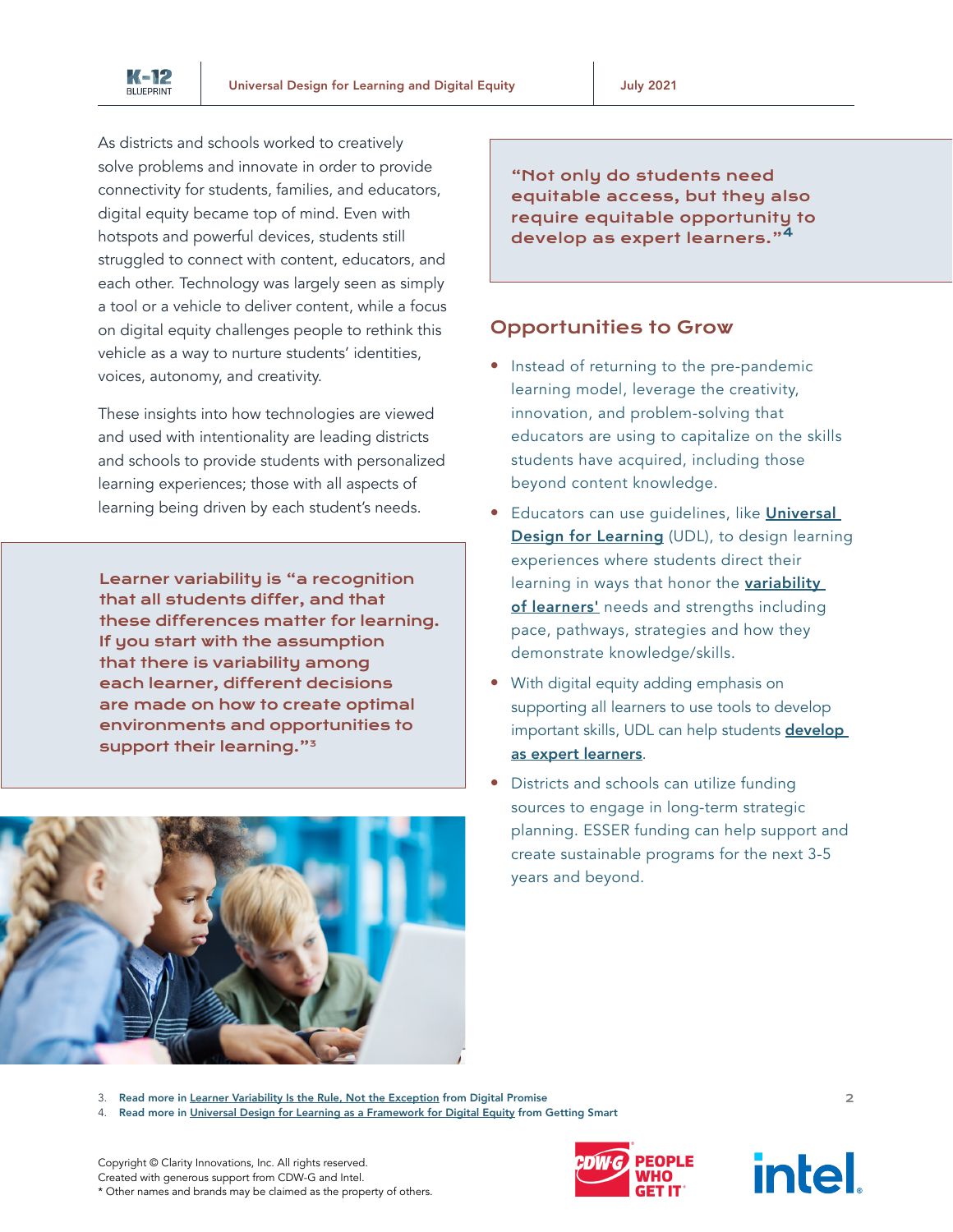As districts and schools worked to creatively solve problems and innovate in order to provide connectivity for students, families, and educators, digital equity became top of mind. Even with hotspots and powerful devices, students still struggled to connect with content, educators, and each other. Technology was largely seen as simply a tool or a vehicle to deliver content, while a focus on digital equity challenges people to rethink this vehicle as a way to nurture students' identities, voices, autonomy, and creativity.

These insights into how technologies are viewed and used with intentionality are leading districts and schools to provide students with personalized learning experiences; those with all aspects of learning being driven by each student's needs.

> **Learner variability is "a recognition that all students differ, and that these differences matter for learning. If you start with the assumption that there is variability among each learner, different decisions are made on how to create optimal environments and opportunities to support their learning."[3]**

> **"Not only do students need equitable access, but they also require equitable opportunity to develop as expert learners."[4]**

## Opportunities to Grow

- Instead of returning to the pre-pandemic learning model, leverage the creativity, innovation, and problem-solving that educators are using to capitalize on the skills students have acquired, including those beyond content knowledge.
- Educators can use guidelines, like **Universal Design for Learning** (UDL), to design learning experiences where students direct their learning in ways that honor the **variability of learners'** needs and strengths including pace, pathways, strategies and how they demonstrate knowledge/skills.
- With digital equity adding emphasis on supporting all learners to use tools to develop important skills, UDL can help students **develop as expert learners**.
- Districts and schools can utilize funding sources to engage in long-term strategic planning. ESSER funding can help support and create sustainable programs for the next 3-5 years and beyond.

3. Read more in Learner Variability Is the Rule, Not the Exception from Digital Promise
4. Read more in Universal Design for Learning as a Framework for Digital Equity from Getting Smart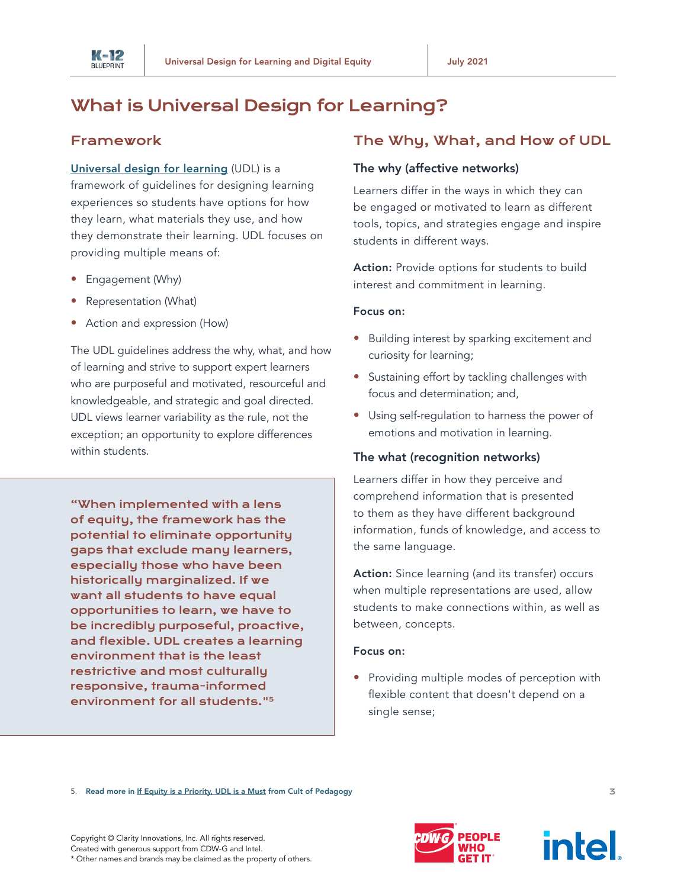# What is Universal Design for Learning?

## Framework

Universal design for learning (UDL) is a framework of guidelines for designing learning experiences so students have options for how they learn, what materials they use, and how they demonstrate their learning. UDL focuses on providing multiple means of:

- Engagement (Why)
- Representation (What)
- Action and expression (How)

The UDL guidelines address the why, what, and how of learning and strive to support expert learners who are purposeful and motivated, resourceful and knowledgeable, and strategic and goal directed. UDL views learner variability as the rule, not the exception; an opportunity to explore differences within students.

> "When implemented with a lens of equity, the framework has the potential to eliminate opportunity gaps that exclude many learners, especially those who have been historically marginalized. If we want all students to have equal opportunities to learn, we have to be incredibly purposeful, proactive, and flexible. UDL creates a learning environment that is the least restrictive and most culturally responsive, trauma-informed environment for all students."[5]

## The Why, What, and How of UDL

### The why (affective networks)

Learners differ in the ways in which they can be engaged or motivated to learn as different tools, topics, and strategies engage and inspire students in different ways.

**Action:** Provide options for students to build interest and commitment in learning.

**Focus on:**

- Building interest by sparking excitement and curiosity for learning;
- Sustaining effort by tackling challenges with focus and determination; and,
- Using self-regulation to harness the power of emotions and motivation in learning.

### The what (recognition networks)

Learners differ in how they perceive and comprehend information that is presented to them as they have different background information, funds of knowledge, and access to the same language.

**Action:** Since learning (and its transfer) occurs when multiple representations are used, allow students to make connections within, as well as between, concepts.

**Focus on:**

- Providing multiple modes of perception with flexible content that doesn't depend on a single sense;

5. Read more in If Equity is a Priority, UDL is a Must from Cult of Pedagogy

Copyright © Clarity Innovations, Inc. All rights reserved.
Created with generous support from CDW-G and Intel.
* Other names and brands may be claimed as the property of others.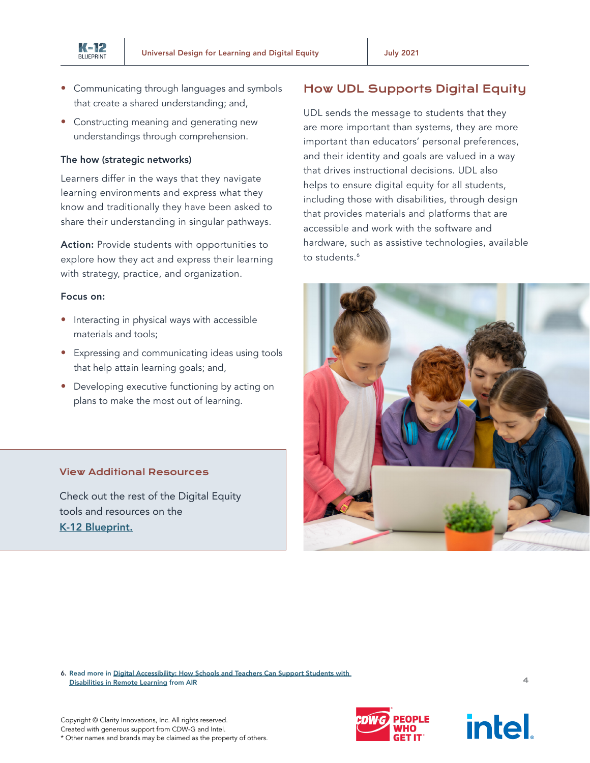- Communicating through languages and symbols that create a shared understanding; and,
- Constructing meaning and generating new understandings through comprehension.

**The how (strategic networks)**

Learners differ in the ways that they navigate learning environments and express what they know and traditionally they have been asked to share their understanding in singular pathways.

**Action:** Provide students with opportunities to explore how they act and express their learning with strategy, practice, and organization.

**Focus on:**

- Interacting in physical ways with accessible materials and tools;
- Expressing and communicating ideas using tools that help attain learning goals; and,
- Developing executive functioning by acting on plans to make the most out of learning.

### View Additional Resources

Check out the rest of the Digital Equity tools and resources on the K-12 Blueprint.

## How UDL Supports Digital Equity

UDL sends the message to students that they are more important than systems, they are more important than educators' personal preferences, and their identity and goals are valued in a way that drives instructional decisions. UDL also helps to ensure digital equity for all students, including those with disabilities, through design that provides materials and platforms that are accessible and work with the software and hardware, such as assistive technologies, available to students.[6]

6. Read more in Digital Accessibility: How Schools and Teachers Can Support Students with Disabilities in Remote Learning from AIR

Copyright © Clarity Innovations, Inc. All rights reserved.
Created with generous support from CDW-G and Intel.
* Other names and brands may be claimed as the property of others.